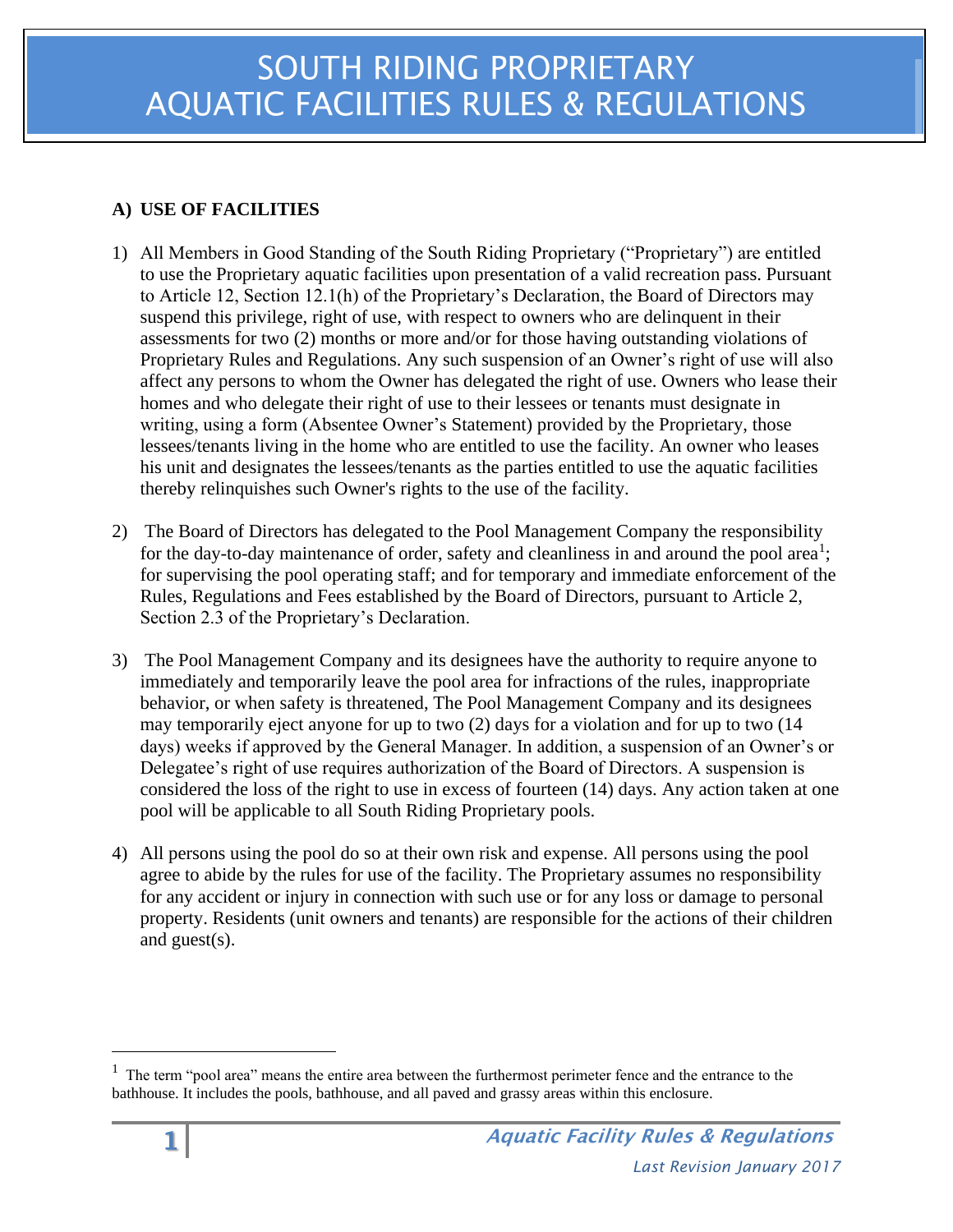# SOUTH RIDING PROPRIETARY AQUATIC FACILITIES RULES & REGULATIONS

## A) USE OF FACILITIES

1) All Members in Good Standing of the South Riding Proprietary ("Proprietary") are entitled to use the Proprietary aquatic facilities upon presentation of a valid recreation pass. Pursuant to Article 12, Section 12.1(h) of the Proprietary's Declaration, the Board of Directors may suspend this privilege, right of use, with respect to owners who are delinquent in their assessments for two (2) months or more and/or for those having outstanding violations of Proprietary Rules and Regulations. Any such suspension of an Owner's right of use will also affect any persons to whom the Owner has delegated the right of use. Owners who lease their homes and who delegate their right of use to their lessees or tenants must designate in writing, using a form (Absentee Owner's Statement) provided by the Proprietary, those lessees/tenants living in the home who are entitled to use the facility. An owner who leases his unit and designates the lessees/tenants as the parties entitled to use the aquatic facilities thereby relinquishes such Owner's rights to the use of the facility.

2) The Board of Directors has delegated to the Pool Management Company the responsibility for the day-to-day maintenance of order, safety and cleanliness in and around the pool area[1]; for supervising the pool operating staff; and for temporary and immediate enforcement of the Rules, Regulations and Fees established by the Board of Directors, pursuant to Article 2, Section 2.3 of the Proprietary's Declaration.

3) The Pool Management Company and its designees have the authority to require anyone to immediately and temporarily leave the pool area for infractions of the rules, inappropriate behavior, or when safety is threatened, The Pool Management Company and its designees may temporarily eject anyone for up to two (2) days for a violation and for up to two (14 days) weeks if approved by the General Manager. In addition, a suspension of an Owner's or Delegatee's right of use requires authorization of the Board of Directors. A suspension is considered the loss of the right to use in excess of fourteen (14) days. Any action taken at one pool will be applicable to all South Riding Proprietary pools.

4) All persons using the pool do so at their own risk and expense. All persons using the pool agree to abide by the rules for use of the facility. The Proprietary assumes no responsibility for any accident or injury in connection with such use or for any loss or damage to personal property. Residents (unit owners and tenants) are responsible for the actions of their children and guest(s).

---

[1] The term "pool area" means the entire area between the furthermost perimeter fence and the entrance to the bathhouse. It includes the pools, bathhouse, and all paved and grassy areas within this enclosure.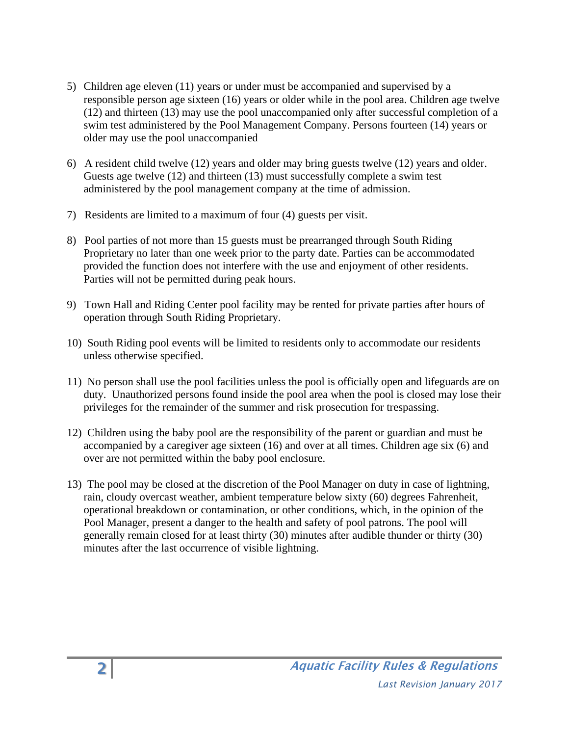5) Children age eleven (11) years or under must be accompanied and supervised by a responsible person age sixteen (16) years or older while in the pool area. Children age twelve (12) and thirteen (13) may use the pool unaccompanied only after successful completion of a swim test administered by the Pool Management Company. Persons fourteen (14) years or older may use the pool unaccompanied

6) A resident child twelve (12) years and older may bring guests twelve (12) years and older. Guests age twelve (12) and thirteen (13) must successfully complete a swim test administered by the pool management company at the time of admission.

7) Residents are limited to a maximum of four (4) guests per visit.

8) Pool parties of not more than 15 guests must be prearranged through South Riding Proprietary no later than one week prior to the party date. Parties can be accommodated provided the function does not interfere with the use and enjoyment of other residents. Parties will not be permitted during peak hours.

9) Town Hall and Riding Center pool facility may be rented for private parties after hours of operation through South Riding Proprietary.

10) South Riding pool events will be limited to residents only to accommodate our residents unless otherwise specified.

11) No person shall use the pool facilities unless the pool is officially open and lifeguards are on duty. Unauthorized persons found inside the pool area when the pool is closed may lose their privileges for the remainder of the summer and risk prosecution for trespassing.

12) Children using the baby pool are the responsibility of the parent or guardian and must be accompanied by a caregiver age sixteen (16) and over at all times. Children age six (6) and over are not permitted within the baby pool enclosure.

13) The pool may be closed at the discretion of the Pool Manager on duty in case of lightning, rain, cloudy overcast weather, ambient temperature below sixty (60) degrees Fahrenheit, operational breakdown or contamination, or other conditions, which, in the opinion of the Pool Manager, present a danger to the health and safety of pool patrons. The pool will generally remain closed for at least thirty (30) minutes after audible thunder or thirty (30) minutes after the last occurrence of visible lightning.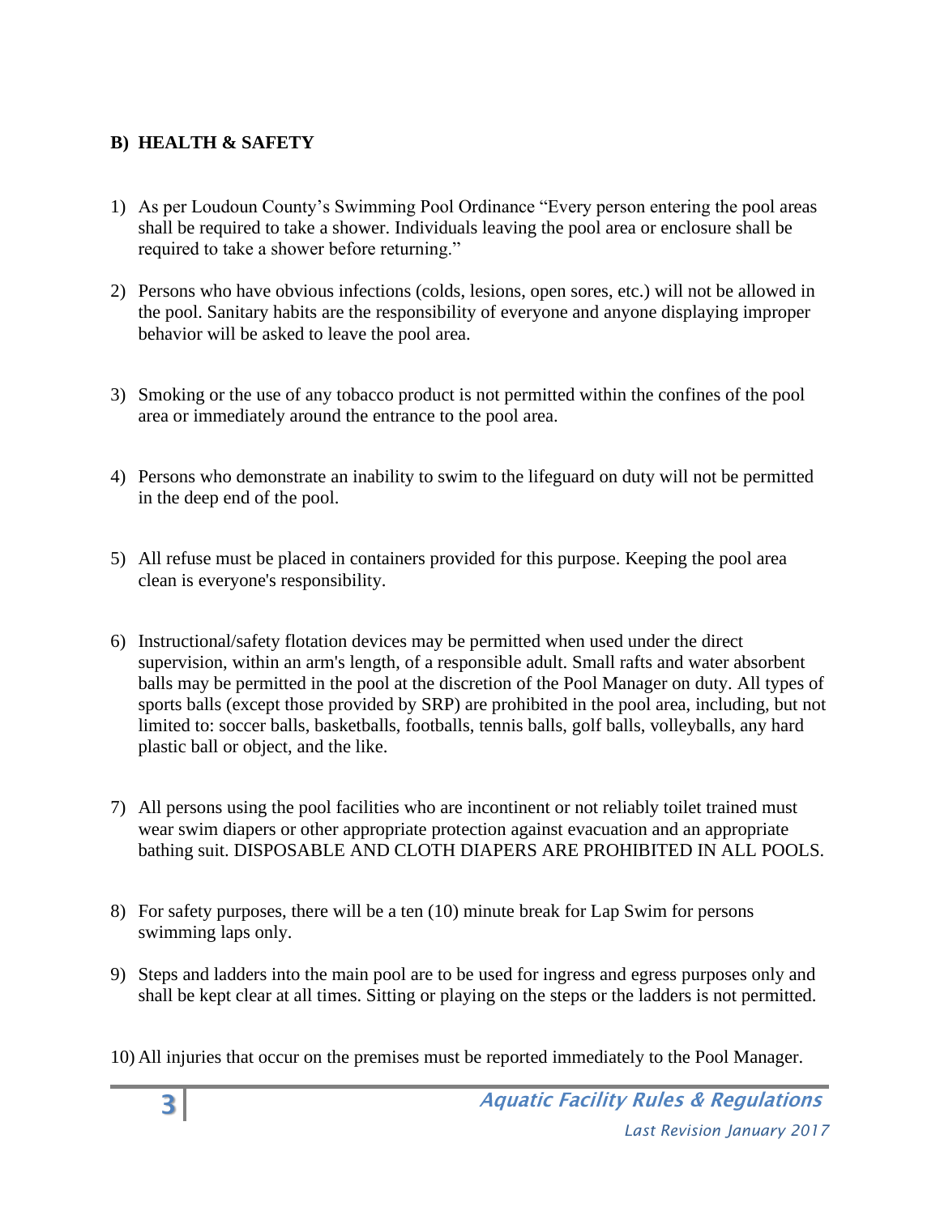**B) HEALTH & SAFETY**

1) As per Loudoun County's Swimming Pool Ordinance "Every person entering the pool areas shall be required to take a shower. Individuals leaving the pool area or enclosure shall be required to take a shower before returning."

2) Persons who have obvious infections (colds, lesions, open sores, etc.) will not be allowed in the pool. Sanitary habits are the responsibility of everyone and anyone displaying improper behavior will be asked to leave the pool area.

3) Smoking or the use of any tobacco product is not permitted within the confines of the pool area or immediately around the entrance to the pool area.

4) Persons who demonstrate an inability to swim to the lifeguard on duty will not be permitted in the deep end of the pool.

5) All refuse must be placed in containers provided for this purpose. Keeping the pool area clean is everyone's responsibility.

6) Instructional/safety flotation devices may be permitted when used under the direct supervision, within an arm's length, of a responsible adult. Small rafts and water absorbent balls may be permitted in the pool at the discretion of the Pool Manager on duty. All types of sports balls (except those provided by SRP) are prohibited in the pool area, including, but not limited to: soccer balls, basketballs, footballs, tennis balls, golf balls, volleyballs, any hard plastic ball or object, and the like.

7) All persons using the pool facilities who are incontinent or not reliably toilet trained must wear swim diapers or other appropriate protection against evacuation and an appropriate bathing suit. DISPOSABLE AND CLOTH DIAPERS ARE PROHIBITED IN ALL POOLS.

8) For safety purposes, there will be a ten (10) minute break for Lap Swim for persons swimming laps only.

9) Steps and ladders into the main pool are to be used for ingress and egress purposes only and shall be kept clear at all times. Sitting or playing on the steps or the ladders is not permitted.

10) All injuries that occur on the premises must be reported immediately to the Pool Manager.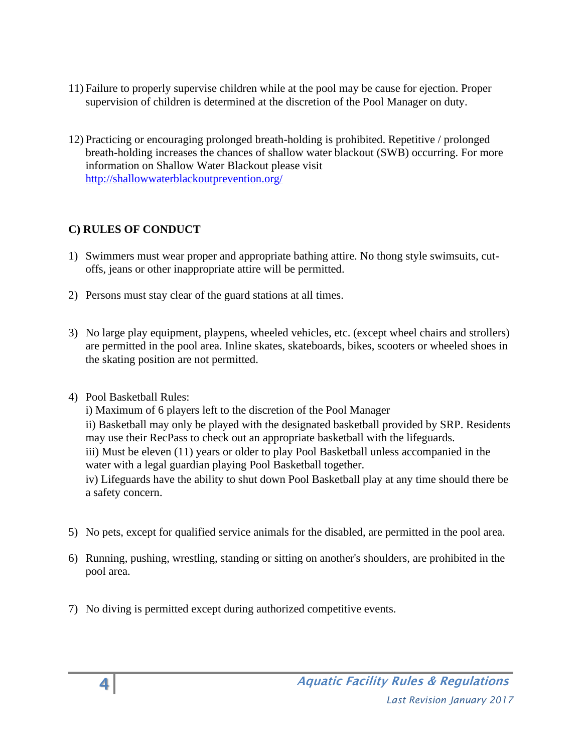11) Failure to properly supervise children while at the pool may be cause for ejection. Proper supervision of children is determined at the discretion of the Pool Manager on duty.

12) Practicing or encouraging prolonged breath-holding is prohibited. Repetitive / prolonged breath-holding increases the chances of shallow water blackout (SWB) occurring. For more information on Shallow Water Blackout please visit [http://shallowwaterblackoutprevention.org/](http://shallowwaterblackoutprevention.org/)

### C) RULES OF CONDUCT

1) Swimmers must wear proper and appropriate bathing attire. No thong style swimsuits, cut-offs, jeans or other inappropriate attire will be permitted.

2) Persons must stay clear of the guard stations at all times.

3) No large play equipment, playpens, wheeled vehicles, etc. (except wheel chairs and strollers) are permitted in the pool area. Inline skates, skateboards, bikes, scooters or wheeled shoes in the skating position are not permitted.

4) Pool Basketball Rules:
   i) Maximum of 6 players left to the discretion of the Pool Manager
   ii) Basketball may only be played with the designated basketball provided by SRP. Residents may use their RecPass to check out an appropriate basketball with the lifeguards.
   iii) Must be eleven (11) years or older to play Pool Basketball unless accompanied in the water with a legal guardian playing Pool Basketball together.
   iv) Lifeguards have the ability to shut down Pool Basketball play at any time should there be a safety concern.

5) No pets, except for qualified service animals for the disabled, are permitted in the pool area.

6) Running, pushing, wrestling, standing or sitting on another's shoulders, are prohibited in the pool area.

7) No diving is permitted except during authorized competitive events.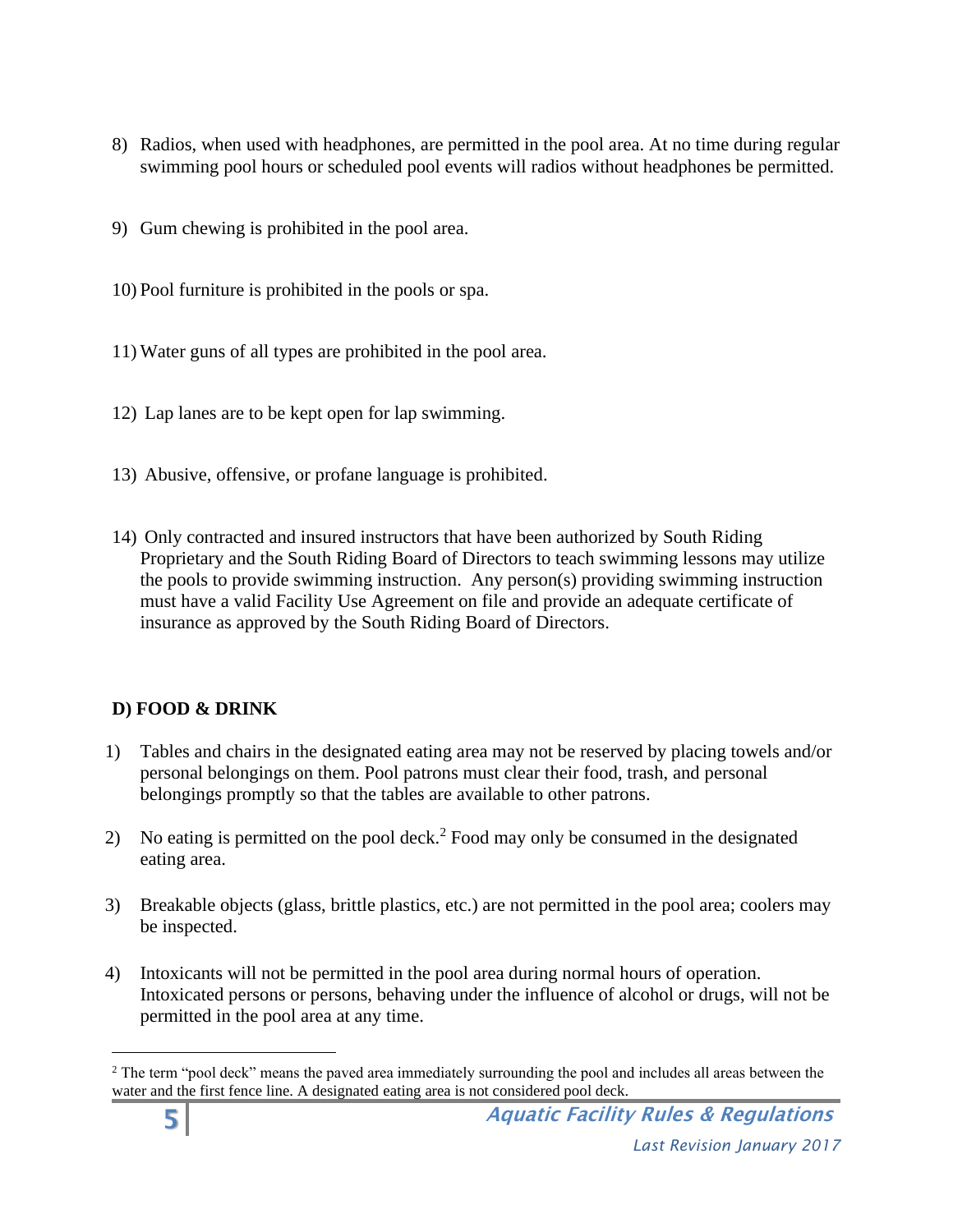8) Radios, when used with headphones, are permitted in the pool area. At no time during regular swimming pool hours or scheduled pool events will radios without headphones be permitted.

9) Gum chewing is prohibited in the pool area.

10) Pool furniture is prohibited in the pools or spa.

11) Water guns of all types are prohibited in the pool area.

12) Lap lanes are to be kept open for lap swimming.

13) Abusive, offensive, or profane language is prohibited.

14) Only contracted and insured instructors that have been authorized by South Riding Proprietary and the South Riding Board of Directors to teach swimming lessons may utilize the pools to provide swimming instruction. Any person(s) providing swimming instruction must have a valid Facility Use Agreement on file and provide an adequate certificate of insurance as approved by the South Riding Board of Directors.

**D) FOOD & DRINK**

1) Tables and chairs in the designated eating area may not be reserved by placing towels and/or personal belongings on them. Pool patrons must clear their food, trash, and personal belongings promptly so that the tables are available to other patrons.

2) No eating is permitted on the pool deck.[2] Food may only be consumed in the designated eating area.

3) Breakable objects (glass, brittle plastics, etc.) are not permitted in the pool area; coolers may be inspected.

4) Intoxicants will not be permitted in the pool area during normal hours of operation. Intoxicated persons or persons, behaving under the influence of alcohol or drugs, will not be permitted in the pool area at any time.

---

[2] The term "pool deck" means the paved area immediately surrounding the pool and includes all areas between the water and the first fence line. A designated eating area is not considered pool deck.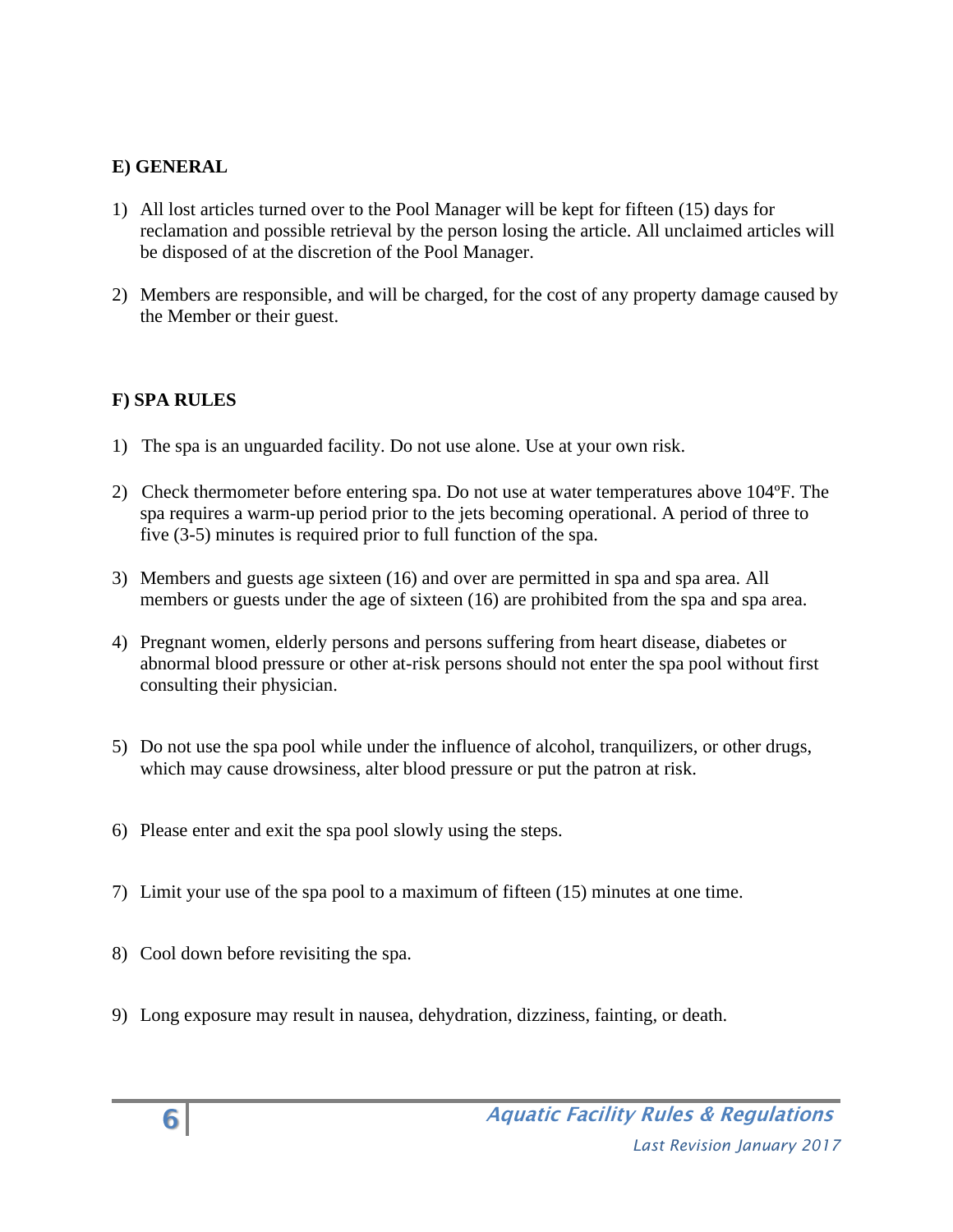**E) GENERAL**

1) All lost articles turned over to the Pool Manager will be kept for fifteen (15) days for reclamation and possible retrieval by the person losing the article. All unclaimed articles will be disposed of at the discretion of the Pool Manager.

2) Members are responsible, and will be charged, for the cost of any property damage caused by the Member or their guest.

**F) SPA RULES**

1) The spa is an unguarded facility. Do not use alone. Use at your own risk.

2) Check thermometer before entering spa. Do not use at water temperatures above 104ºF. The spa requires a warm-up period prior to the jets becoming operational. A period of three to five (3-5) minutes is required prior to full function of the spa.

3) Members and guests age sixteen (16) and over are permitted in spa and spa area. All members or guests under the age of sixteen (16) are prohibited from the spa and spa area.

4) Pregnant women, elderly persons and persons suffering from heart disease, diabetes or abnormal blood pressure or other at-risk persons should not enter the spa pool without first consulting their physician.

5) Do not use the spa pool while under the influence of alcohol, tranquilizers, or other drugs, which may cause drowsiness, alter blood pressure or put the patron at risk.

6) Please enter and exit the spa pool slowly using the steps.

7) Limit your use of the spa pool to a maximum of fifteen (15) minutes at one time.

8) Cool down before revisiting the spa.

9) Long exposure may result in nausea, dehydration, dizziness, fainting, or death.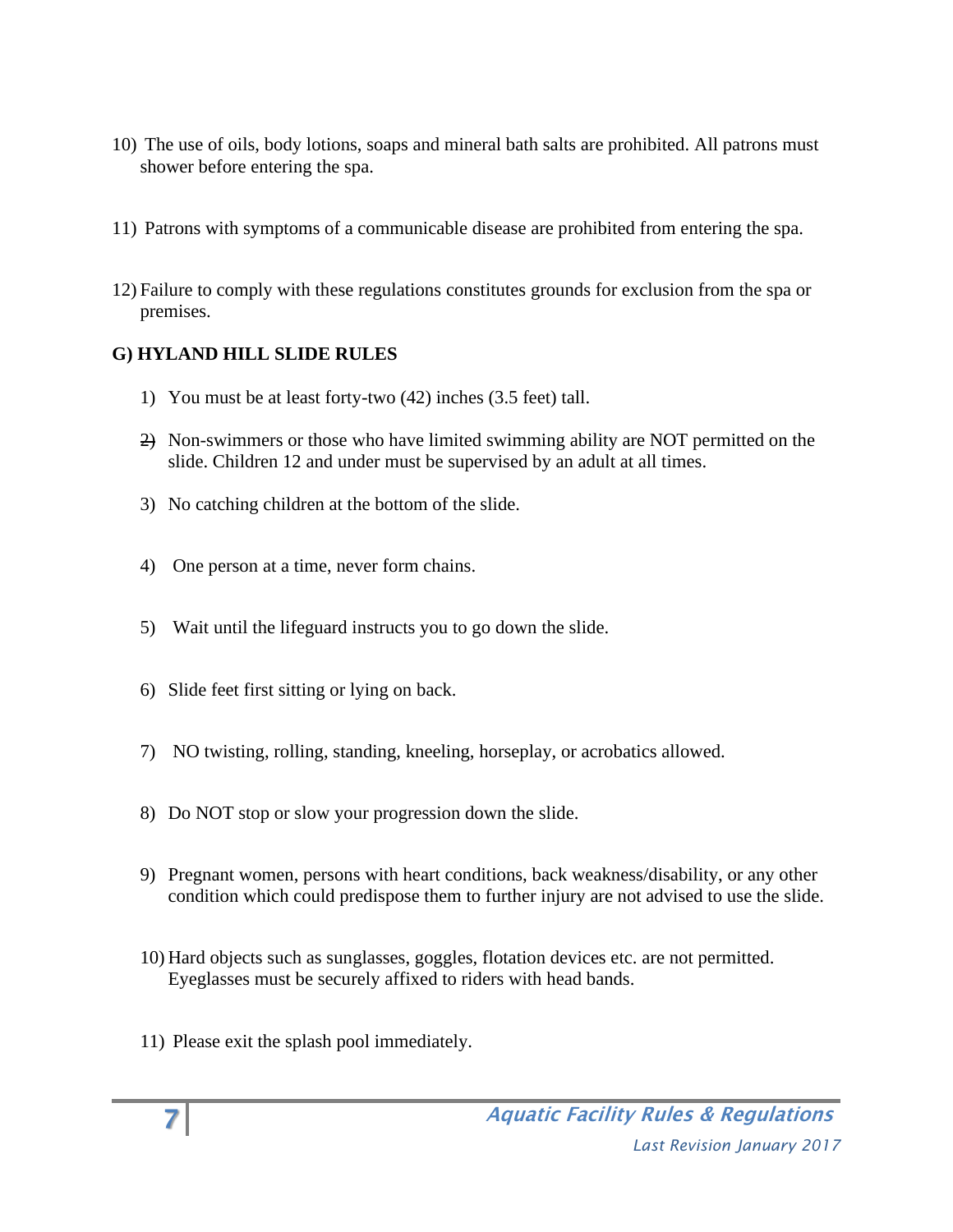10) The use of oils, body lotions, soaps and mineral bath salts are prohibited. All patrons must shower before entering the spa.

11) Patrons with symptoms of a communicable disease are prohibited from entering the spa.

12) Failure to comply with these regulations constitutes grounds for exclusion from the spa or premises.

**G) HYLAND HILL SLIDE RULES**

1) You must be at least forty-two (42) inches (3.5 feet) tall.

2) Non-swimmers or those who have limited swimming ability are NOT permitted on the slide. Children 12 and under must be supervised by an adult at all times.

3) No catching children at the bottom of the slide.

4) One person at a time, never form chains.

5) Wait until the lifeguard instructs you to go down the slide.

6) Slide feet first sitting or lying on back.

7) NO twisting, rolling, standing, kneeling, horseplay, or acrobatics allowed.

8) Do NOT stop or slow your progression down the slide.

9) Pregnant women, persons with heart conditions, back weakness/disability, or any other condition which could predispose them to further injury are not advised to use the slide.

10) Hard objects such as sunglasses, goggles, flotation devices etc. are not permitted. Eyeglasses must be securely affixed to riders with head bands.

11) Please exit the splash pool immediately.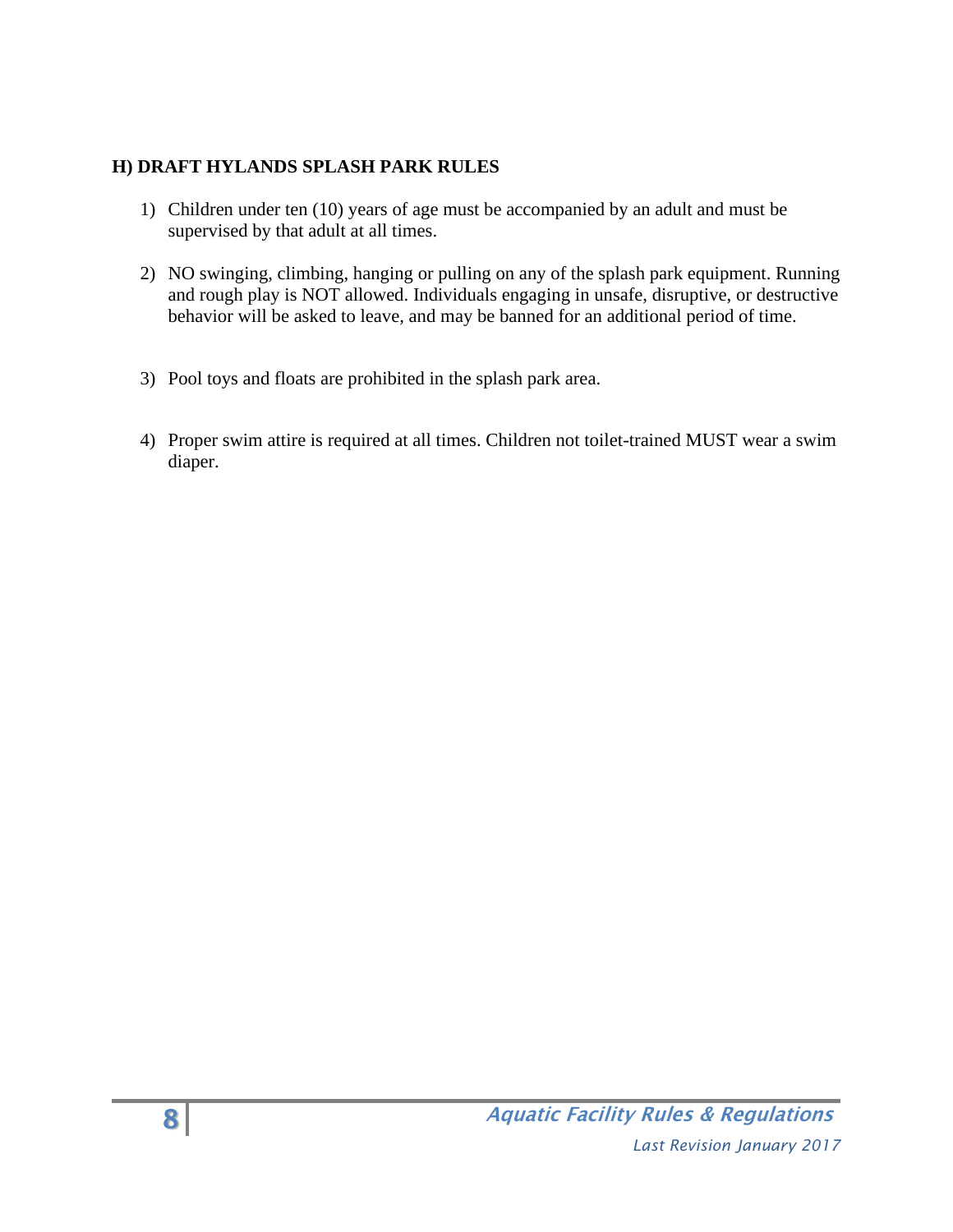**H) DRAFT HYLANDS SPLASH PARK RULES**

1) Children under ten (10) years of age must be accompanied by an adult and must be supervised by that adult at all times.

2) NO swinging, climbing, hanging or pulling on any of the splash park equipment. Running and rough play is NOT allowed. Individuals engaging in unsafe, disruptive, or destructive behavior will be asked to leave, and may be banned for an additional period of time.

3) Pool toys and floats are prohibited in the splash park area.

4) Proper swim attire is required at all times. Children not toilet-trained MUST wear a swim diaper.